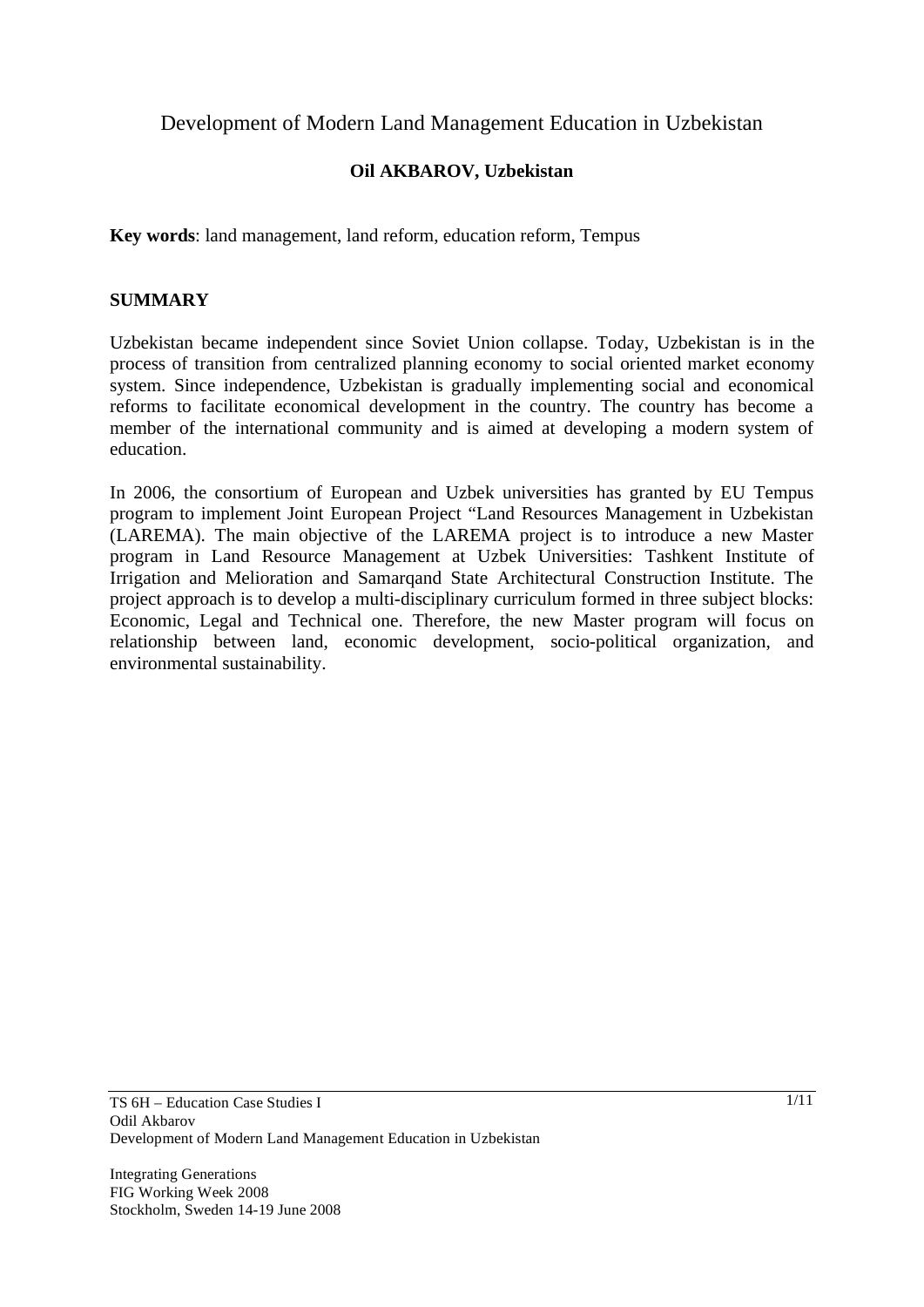# Development of Modern Land Management Education in Uzbekistan

**Oil AKBAROV, Uzbekistan**

**Key words**: land management, land reform, education reform, Tempus

## SUMMARY

Uzbekistan became independent since Soviet Union collapse. Today, Uzbekistan is in the process of transition from centralized planning economy to social oriented market economy system. Since independence, Uzbekistan is gradually implementing social and economical reforms to facilitate economical development in the country. The country has become a member of the international community and is aimed at developing a modern system of education.

In 2006, the consortium of European and Uzbek universities has granted by EU Tempus program to implement Joint European Project "Land Resources Management in Uzbekistan (LAREMA). The main objective of the LAREMA project is to introduce a new Master program in Land Resource Management at Uzbek Universities: Tashkent Institute of Irrigation and Melioration and Samarqand State Architectural Construction Institute. The project approach is to develop a multi-disciplinary curriculum formed in three subject blocks: Economic, Legal and Technical one. Therefore, the new Master program will focus on relationship between land, economic development, socio-political organization, and environmental sustainability.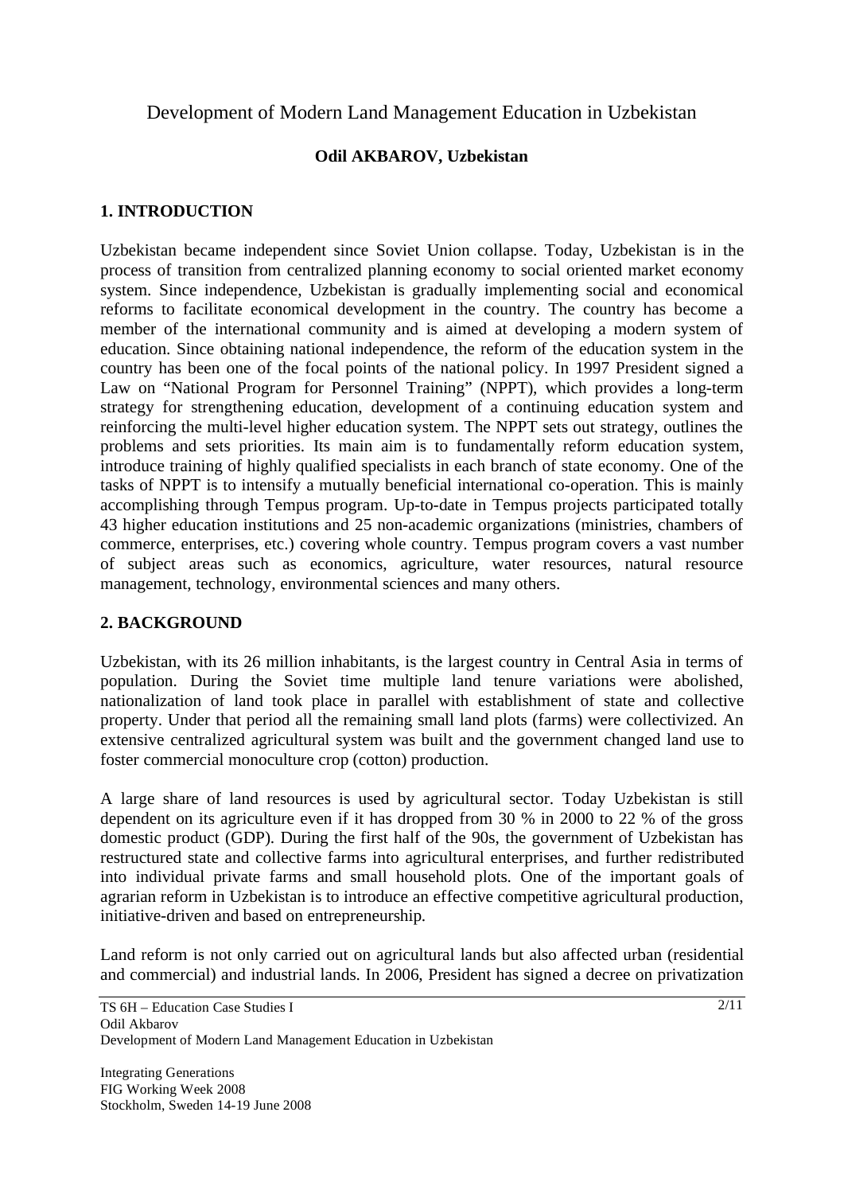# Development of Modern Land Management Education in Uzbekistan

**Odil AKBAROV, Uzbekistan**

## 1. INTRODUCTION

Uzbekistan became independent since Soviet Union collapse. Today, Uzbekistan is in the process of transition from centralized planning economy to social oriented market economy system. Since independence, Uzbekistan is gradually implementing social and economical reforms to facilitate economical development in the country. The country has become a member of the international community and is aimed at developing a modern system of education. Since obtaining national independence, the reform of the education system in the country has been one of the focal points of the national policy. In 1997 President signed a Law on "National Program for Personnel Training" (NPPT), which provides a long-term strategy for strengthening education, development of a continuing education system and reinforcing the multi-level higher education system. The NPPT sets out strategy, outlines the problems and sets priorities. Its main aim is to fundamentally reform education system, introduce training of highly qualified specialists in each branch of state economy. One of the tasks of NPPT is to intensify a mutually beneficial international co-operation. This is mainly accomplishing through Tempus program. Up-to-date in Tempus projects participated totally 43 higher education institutions and 25 non-academic organizations (ministries, chambers of commerce, enterprises, etc.) covering whole country. Tempus program covers a vast number of subject areas such as economics, agriculture, water resources, natural resource management, technology, environmental sciences and many others.

## 2. BACKGROUND

Uzbekistan, with its 26 million inhabitants, is the largest country in Central Asia in terms of population. During the Soviet time multiple land tenure variations were abolished, nationalization of land took place in parallel with establishment of state and collective property. Under that period all the remaining small land plots (farms) were collectivized. An extensive centralized agricultural system was built and the government changed land use to foster commercial monoculture crop (cotton) production.

A large share of land resources is used by agricultural sector. Today Uzbekistan is still dependent on its agriculture even if it has dropped from 30 % in 2000 to 22 % of the gross domestic product (GDP). During the first half of the 90s, the government of Uzbekistan has restructured state and collective farms into agricultural enterprises, and further redistributed into individual private farms and small household plots. One of the important goals of agrarian reform in Uzbekistan is to introduce an effective competitive agricultural production, initiative-driven and based on entrepreneurship.

Land reform is not only carried out on agricultural lands but also affected urban (residential and commercial) and industrial lands. In 2006, President has signed a decree on privatization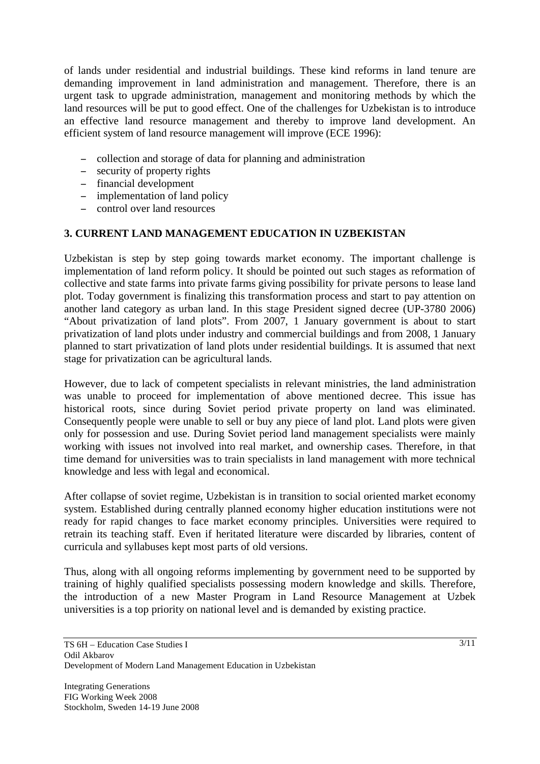of lands under residential and industrial buildings. These kind reforms in land tenure are demanding improvement in land administration and management. Therefore, there is an urgent task to upgrade administration, management and monitoring methods by which the land resources will be put to good effect. One of the challenges for Uzbekistan is to introduce an effective land resource management and thereby to improve land development. An efficient system of land resource management will improve (ECE 1996):

- collection and storage of data for planning and administration
- security of property rights
- financial development
- implementation of land policy
- control over land resources

## 3. CURRENT LAND MANAGEMENT EDUCATION IN UZBEKISTAN

Uzbekistan is step by step going towards market economy. The important challenge is implementation of land reform policy. It should be pointed out such stages as reformation of collective and state farms into private farms giving possibility for private persons to lease land plot. Today government is finalizing this transformation process and start to pay attention on another land category as urban land. In this stage President signed decree (UP-3780 2006) "About privatization of land plots". From 2007, 1 January government is about to start privatization of land plots under industry and commercial buildings and from 2008, 1 January planned to start privatization of land plots under residential buildings. It is assumed that next stage for privatization can be agricultural lands.

However, due to lack of competent specialists in relevant ministries, the land administration was unable to proceed for implementation of above mentioned decree. This issue has historical roots, since during Soviet period private property on land was eliminated. Consequently people were unable to sell or buy any piece of land plot. Land plots were given only for possession and use. During Soviet period land management specialists were mainly working with issues not involved into real market, and ownership cases. Therefore, in that time demand for universities was to train specialists in land management with more technical knowledge and less with legal and economical.

After collapse of soviet regime, Uzbekistan is in transition to social oriented market economy system. Established during centrally planned economy higher education institutions were not ready for rapid changes to face market economy principles. Universities were required to retrain its teaching staff. Even if heritated literature were discarded by libraries, content of curricula and syllabuses kept most parts of old versions.

Thus, along with all ongoing reforms implementing by government need to be supported by training of highly qualified specialists possessing modern knowledge and skills. Therefore, the introduction of a new Master Program in Land Resource Management at Uzbek universities is a top priority on national level and is demanded by existing practice.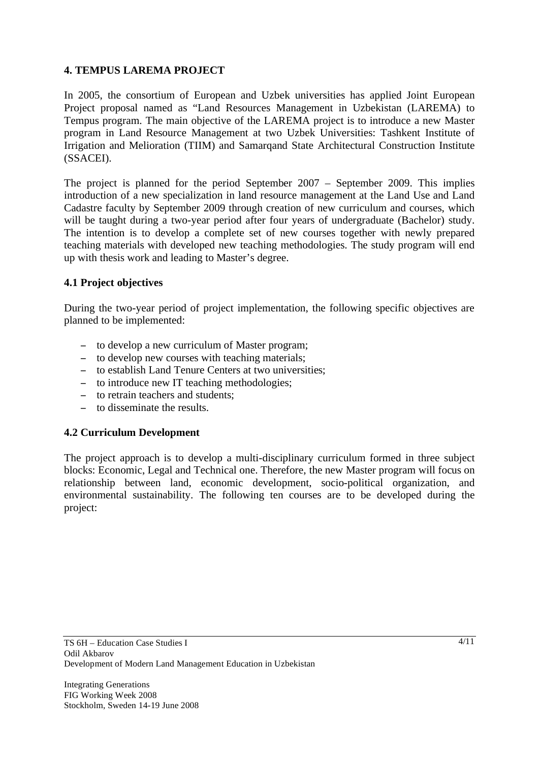## 4. TEMPUS LAREMA PROJECT

In 2005, the consortium of European and Uzbek universities has applied Joint European Project proposal named as "Land Resources Management in Uzbekistan (LAREMA) to Tempus program. The main objective of the LAREMA project is to introduce a new Master program in Land Resource Management at two Uzbek Universities: Tashkent Institute of Irrigation and Melioration (TIIM) and Samarqand State Architectural Construction Institute (SSACEI).

The project is planned for the period September 2007 – September 2009. This implies introduction of a new specialization in land resource management at the Land Use and Land Cadastre faculty by September 2009 through creation of new curriculum and courses, which will be taught during a two-year period after four years of undergraduate (Bachelor) study. The intention is to develop a complete set of new courses together with newly prepared teaching materials with developed new teaching methodologies. The study program will end up with thesis work and leading to Master's degree.

### 4.1 Project objectives

During the two-year period of project implementation, the following specific objectives are planned to be implemented:

- to develop a new curriculum of Master program;
- to develop new courses with teaching materials;
- to establish Land Tenure Centers at two universities;
- to introduce new IT teaching methodologies;
- to retrain teachers and students;
- to disseminate the results.

### 4.2 Curriculum Development

The project approach is to develop a multi-disciplinary curriculum formed in three subject blocks: Economic, Legal and Technical one. Therefore, the new Master program will focus on relationship between land, economic development, socio-political organization, and environmental sustainability. The following ten courses are to be developed during the project: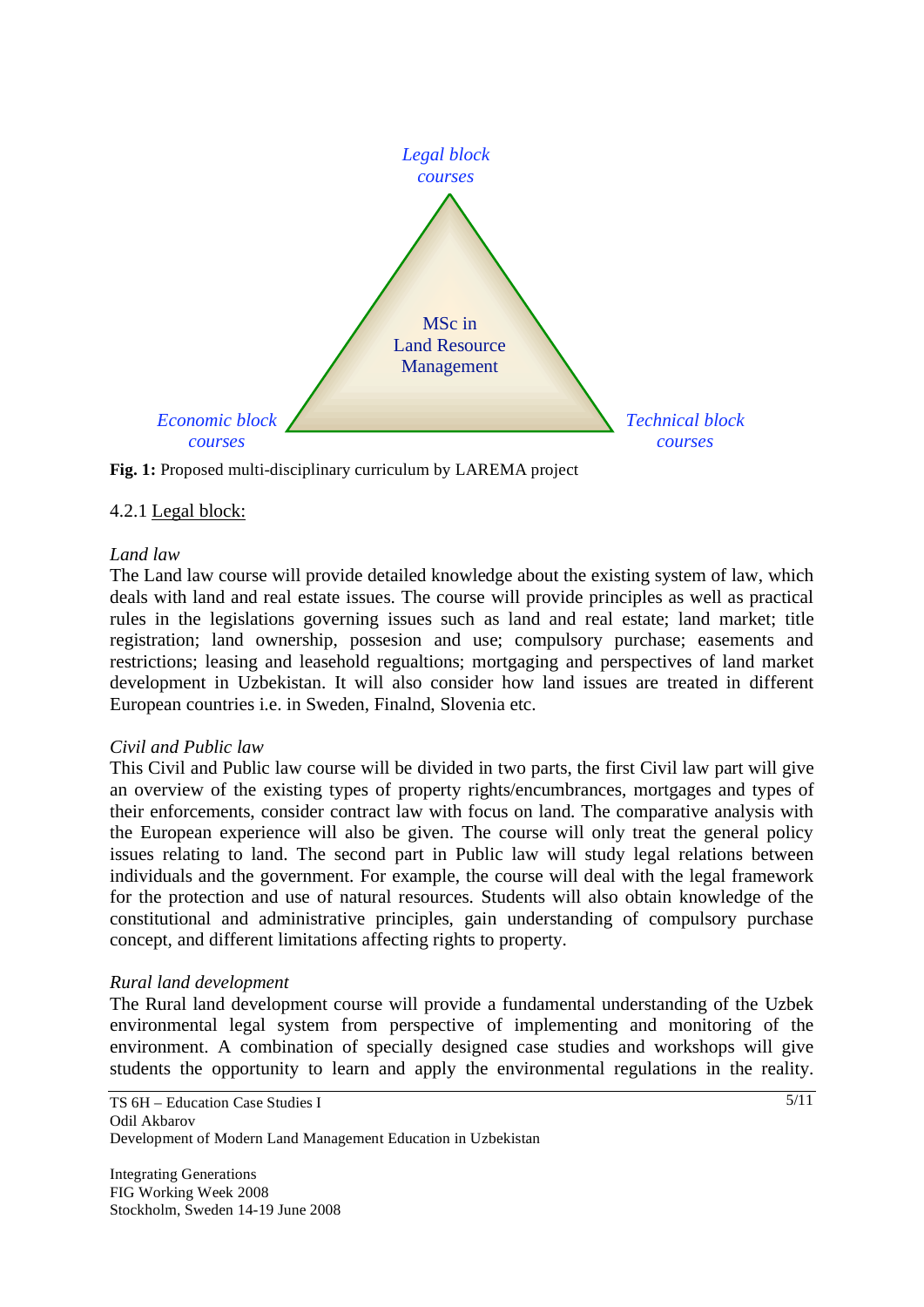Legal block courses

MSc in Land Resource Management

Economic block courses

Technical block courses

**Fig. 1:** Proposed multi-disciplinary curriculum by LAREMA project

4.2.1 Legal block:

*Land law*

The Land law course will provide detailed knowledge about the existing system of law, which deals with land and real estate issues. The course will provide principles as well as practical rules in the legislations governing issues such as land and real estate; land market; title registration; land ownership, possesion and use; compulsory purchase; easements and restrictions; leasing and leasehold regualtions; mortgaging and perspectives of land market development in Uzbekistan. It will also consider how land issues are treated in different European countries i.e. in Sweden, Finalnd, Slovenia etc.

*Civil and Public law*

This Civil and Public law course will be divided in two parts, the first Civil law part will give an overview of the existing types of property rights/encumbrances, mortgages and types of their enforcements, consider contract law with focus on land. The comparative analysis with the European experience will also be given. The course will only treat the general policy issues relating to land. The second part in Public law will study legal relations between individuals and the government. For example, the course will deal with the legal framework for the protection and use of natural resources. Students will also obtain knowledge of the constitutional and administrative principles, gain understanding of compulsory purchase concept, and different limitations affecting rights to property.

*Rural land development*

The Rural land development course will provide a fundamental understanding of the Uzbek environmental legal system from perspective of implementing and monitoring of the environment. A combination of specially designed case studies and workshops will give students the opportunity to learn and apply the environmental regulations in the reality.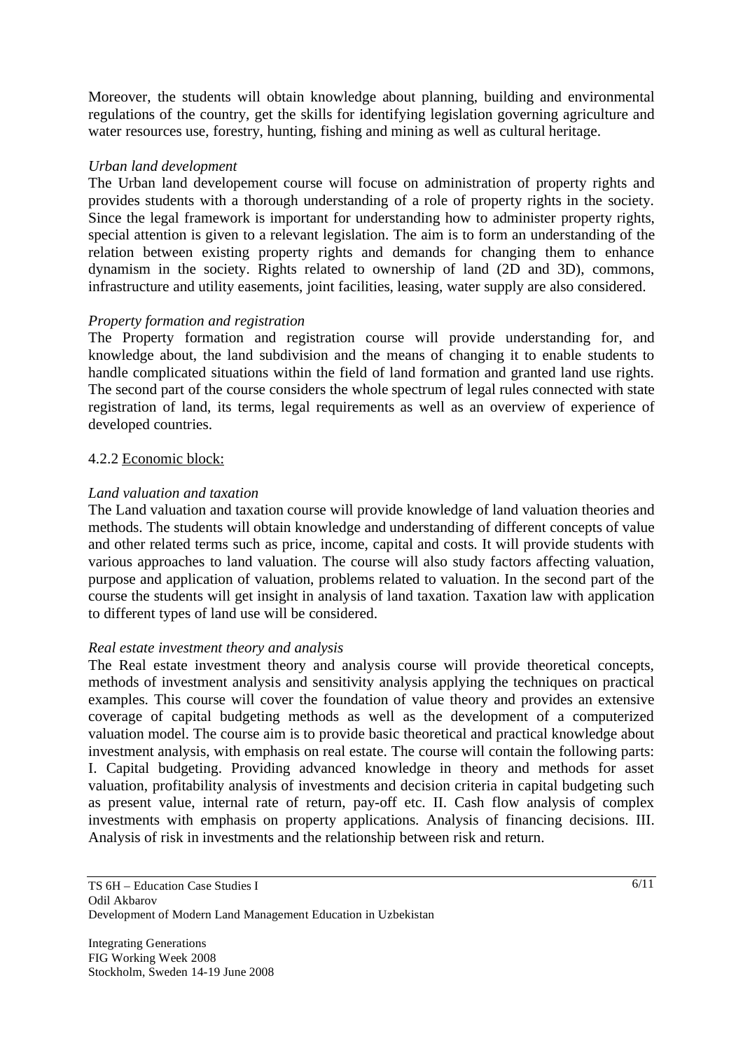Moreover, the students will obtain knowledge about planning, building and environmental regulations of the country, get the skills for identifying legislation governing agriculture and water resources use, forestry, hunting, fishing and mining as well as cultural heritage.

*Urban land development*

The Urban land developement course will focuse on administration of property rights and provides students with a thorough understanding of a role of property rights in the society. Since the legal framework is important for understanding how to administer property rights, special attention is given to a relevant legislation. The aim is to form an understanding of the relation between existing property rights and demands for changing them to enhance dynamism in the society. Rights related to ownership of land (2D and 3D), commons, infrastructure and utility easements, joint facilities, leasing, water supply are also considered.

*Property formation and registration*

The Property formation and registration course will provide understanding for, and knowledge about, the land subdivision and the means of changing it to enable students to handle complicated situations within the field of land formation and granted land use rights. The second part of the course considers the whole spectrum of legal rules connected with state registration of land, its terms, legal requirements as well as an overview of experience of developed countries.

4.2.2 <u>Economic block:</u>

*Land valuation and taxation*

The Land valuation and taxation course will provide knowledge of land valuation theories and methods. The students will obtain knowledge and understanding of different concepts of value and other related terms such as price, income, capital and costs. It will provide students with various approaches to land valuation. The course will also study factors affecting valuation, purpose and application of valuation, problems related to valuation. In the second part of the course the students will get insight in analysis of land taxation. Taxation law with application to different types of land use will be considered.

*Real estate investment theory and analysis*

The Real estate investment theory and analysis course will provide theoretical concepts, methods of investment analysis and sensitivity analysis applying the techniques on practical examples. This course will cover the foundation of value theory and provides an extensive coverage of capital budgeting methods as well as the development of a computerized valuation model. The course aim is to provide basic theoretical and practical knowledge about investment analysis, with emphasis on real estate. The course will contain the following parts: I. Capital budgeting. Providing advanced knowledge in theory and methods for asset valuation, profitability analysis of investments and decision criteria in capital budgeting such as present value, internal rate of return, pay-off etc. II. Cash flow analysis of complex investments with emphasis on property applications. Analysis of financing decisions. III. Analysis of risk in investments and the relationship between risk and return.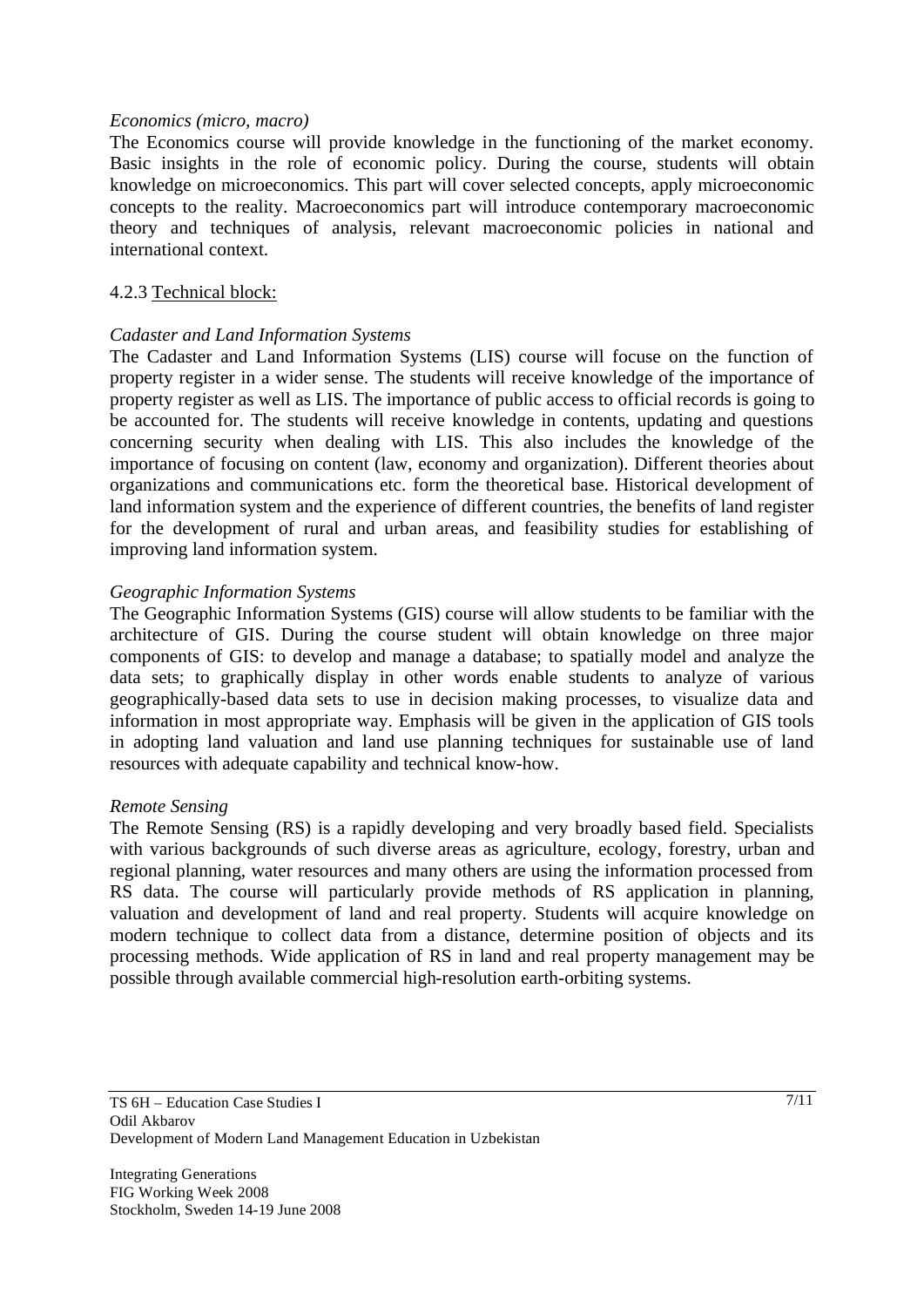*Economics (micro, macro)*

The Economics course will provide knowledge in the functioning of the market economy. Basic insights in the role of economic policy. During the course, students will obtain knowledge on microeconomics. This part will cover selected concepts, apply microeconomic concepts to the reality. Macroeconomics part will introduce contemporary macroeconomic theory and techniques of analysis, relevant macroeconomic policies in national and international context.

4.2.3 Technical block:

*Cadaster and Land Information Systems*

The Cadaster and Land Information Systems (LIS) course will focuse on the function of property register in a wider sense. The students will receive knowledge of the importance of property register as well as LIS. The importance of public access to official records is going to be accounted for. The students will receive knowledge in contents, updating and questions concerning security when dealing with LIS. This also includes the knowledge of the importance of focusing on content (law, economy and organization). Different theories about organizations and communications etc. form the theoretical base. Historical development of land information system and the experience of different countries, the benefits of land register for the development of rural and urban areas, and feasibility studies for establishing of improving land information system.

*Geographic Information Systems*

The Geographic Information Systems (GIS) course will allow students to be familiar with the architecture of GIS. During the course student will obtain knowledge on three major components of GIS: to develop and manage a database; to spatially model and analyze the data sets; to graphically display in other words enable students to analyze of various geographically-based data sets to use in decision making processes, to visualize data and information in most appropriate way. Emphasis will be given in the application of GIS tools in adopting land valuation and land use planning techniques for sustainable use of land resources with adequate capability and technical know-how.

*Remote Sensing*

The Remote Sensing (RS) is a rapidly developing and very broadly based field. Specialists with various backgrounds of such diverse areas as agriculture, ecology, forestry, urban and regional planning, water resources and many others are using the information processed from RS data. The course will particularly provide methods of RS application in planning, valuation and development of land and real property. Students will acquire knowledge on modern technique to collect data from a distance, determine position of objects and its processing methods. Wide application of RS in land and real property management may be possible through available commercial high-resolution earth-orbiting systems.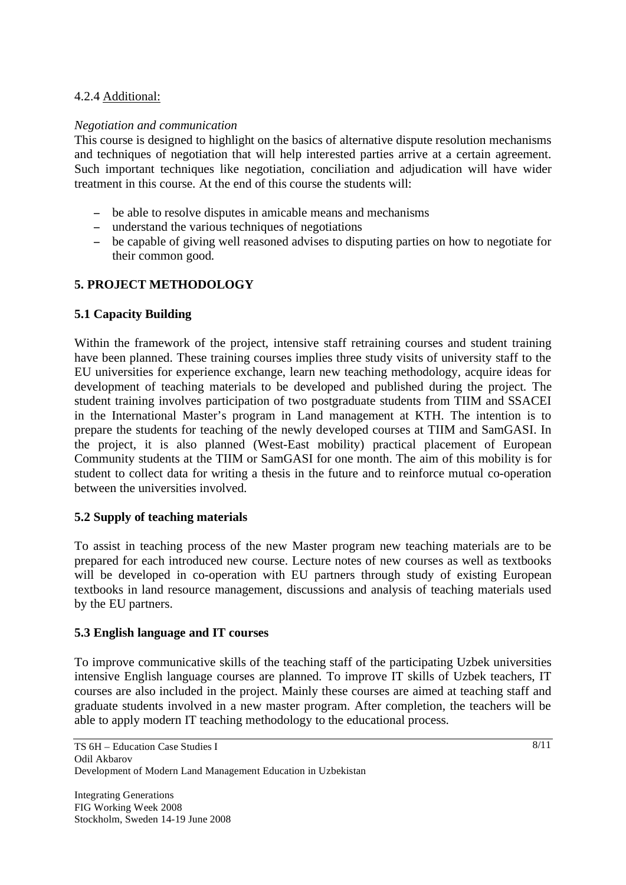4.2.4 Additional:

*Negotiation and communication*

This course is designed to highlight on the basics of alternative dispute resolution mechanisms and techniques of negotiation that will help interested parties arrive at a certain agreement. Such important techniques like negotiation, conciliation and adjudication will have wider treatment in this course. At the end of this course the students will:

- be able to resolve disputes in amicable means and mechanisms
- understand the various techniques of negotiations
- be capable of giving well reasoned advises to disputing parties on how to negotiate for their common good.

## 5. PROJECT METHODOLOGY

### 5.1 Capacity Building

Within the framework of the project, intensive staff retraining courses and student training have been planned. These training courses implies three study visits of university staff to the EU universities for experience exchange, learn new teaching methodology, acquire ideas for development of teaching materials to be developed and published during the project. The student training involves participation of two postgraduate students from TIIM and SSACEI in the International Master's program in Land management at KTH. The intention is to prepare the students for teaching of the newly developed courses at TIIM and SamGASI. In the project, it is also planned (West-East mobility) practical placement of European Community students at the TIIM or SamGASI for one month. The aim of this mobility is for student to collect data for writing a thesis in the future and to reinforce mutual co-operation between the universities involved.

### 5.2 Supply of teaching materials

To assist in teaching process of the new Master program new teaching materials are to be prepared for each introduced new course. Lecture notes of new courses as well as textbooks will be developed in co-operation with EU partners through study of existing European textbooks in land resource management, discussions and analysis of teaching materials used by the EU partners.

### 5.3 English language and IT courses

To improve communicative skills of the teaching staff of the participating Uzbek universities intensive English language courses are planned. To improve IT skills of Uzbek teachers, IT courses are also included in the project. Mainly these courses are aimed at teaching staff and graduate students involved in a new master program. After completion, the teachers will be able to apply modern IT teaching methodology to the educational process.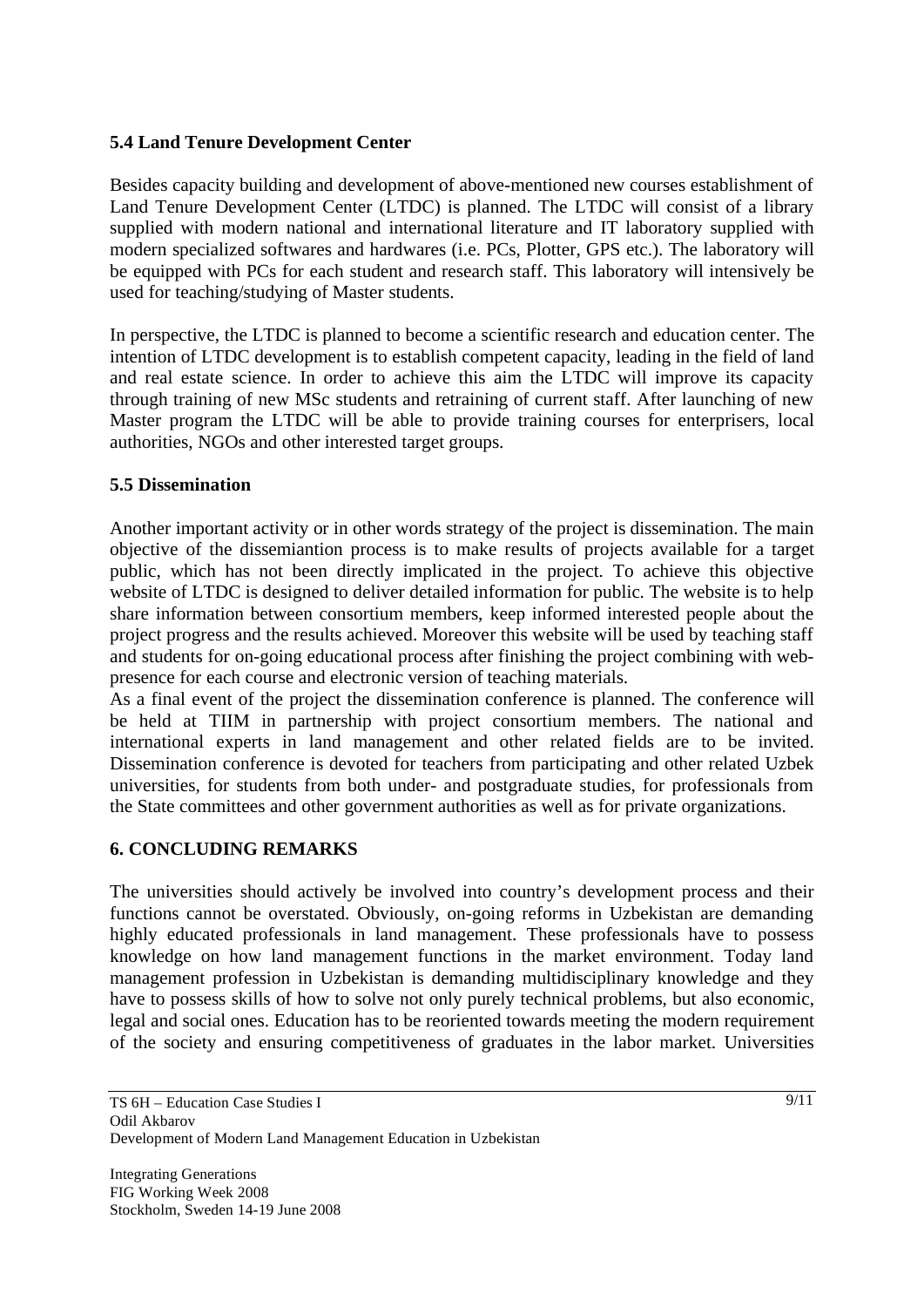### 5.4 Land Tenure Development Center

Besides capacity building and development of above-mentioned new courses establishment of Land Tenure Development Center (LTDC) is planned. The LTDC will consist of a library supplied with modern national and international literature and IT laboratory supplied with modern specialized softwares and hardwares (i.e. PCs, Plotter, GPS etc.). The laboratory will be equipped with PCs for each student and research staff. This laboratory will intensively be used for teaching/studying of Master students.

In perspective, the LTDC is planned to become a scientific research and education center. The intention of LTDC development is to establish competent capacity, leading in the field of land and real estate science. In order to achieve this aim the LTDC will improve its capacity through training of new MSc students and retraining of current staff. After launching of new Master program the LTDC will be able to provide training courses for enterprisers, local authorities, NGOs and other interested target groups.

### 5.5 Dissemination

Another important activity or in other words strategy of the project is dissemination. The main objective of the dissemiantion process is to make results of projects available for a target public, which has not been directly implicated in the project. To achieve this objective website of LTDC is designed to deliver detailed information for public. The website is to help share information between consortium members, keep informed interested people about the project progress and the results achieved. Moreover this website will be used by teaching staff and students for on-going educational process after finishing the project combining with web-presence for each course and electronic version of teaching materials.

As a final event of the project the dissemination conference is planned. The conference will be held at TIIM in partnership with project consortium members. The national and international experts in land management and other related fields are to be invited. Dissemination conference is devoted for teachers from participating and other related Uzbek universities, for students from both under- and postgraduate studies, for professionals from the State committees and other government authorities as well as for private organizations.

## 6. CONCLUDING REMARKS

The universities should actively be involved into country's development process and their functions cannot be overstated. Obviously, on-going reforms in Uzbekistan are demanding highly educated professionals in land management. These professionals have to possess knowledge on how land management functions in the market environment. Today land management profession in Uzbekistan is demanding multidisciplinary knowledge and they have to possess skills of how to solve not only purely technical problems, but also economic, legal and social ones. Education has to be reoriented towards meeting the modern requirement of the society and ensuring competitiveness of graduates in the labor market. Universities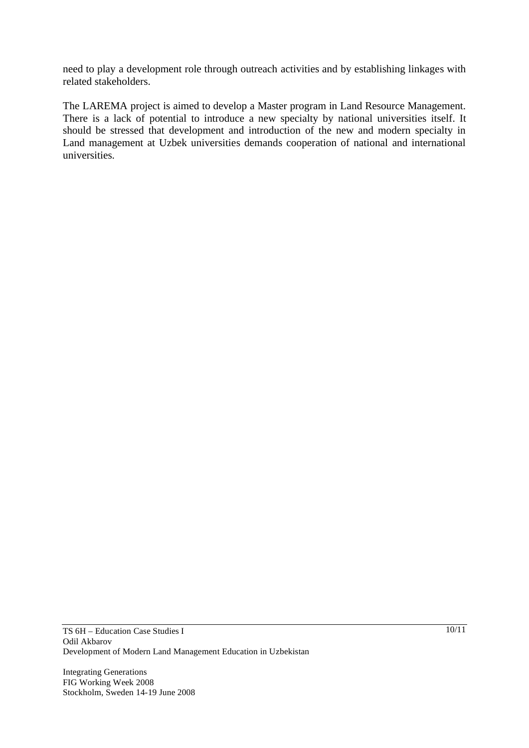need to play a development role through outreach activities and by establishing linkages with related stakeholders.

The LAREMA project is aimed to develop a Master program in Land Resource Management. There is a lack of potential to introduce a new specialty by national universities itself. It should be stressed that development and introduction of the new and modern specialty in Land management at Uzbek universities demands cooperation of national and international universities.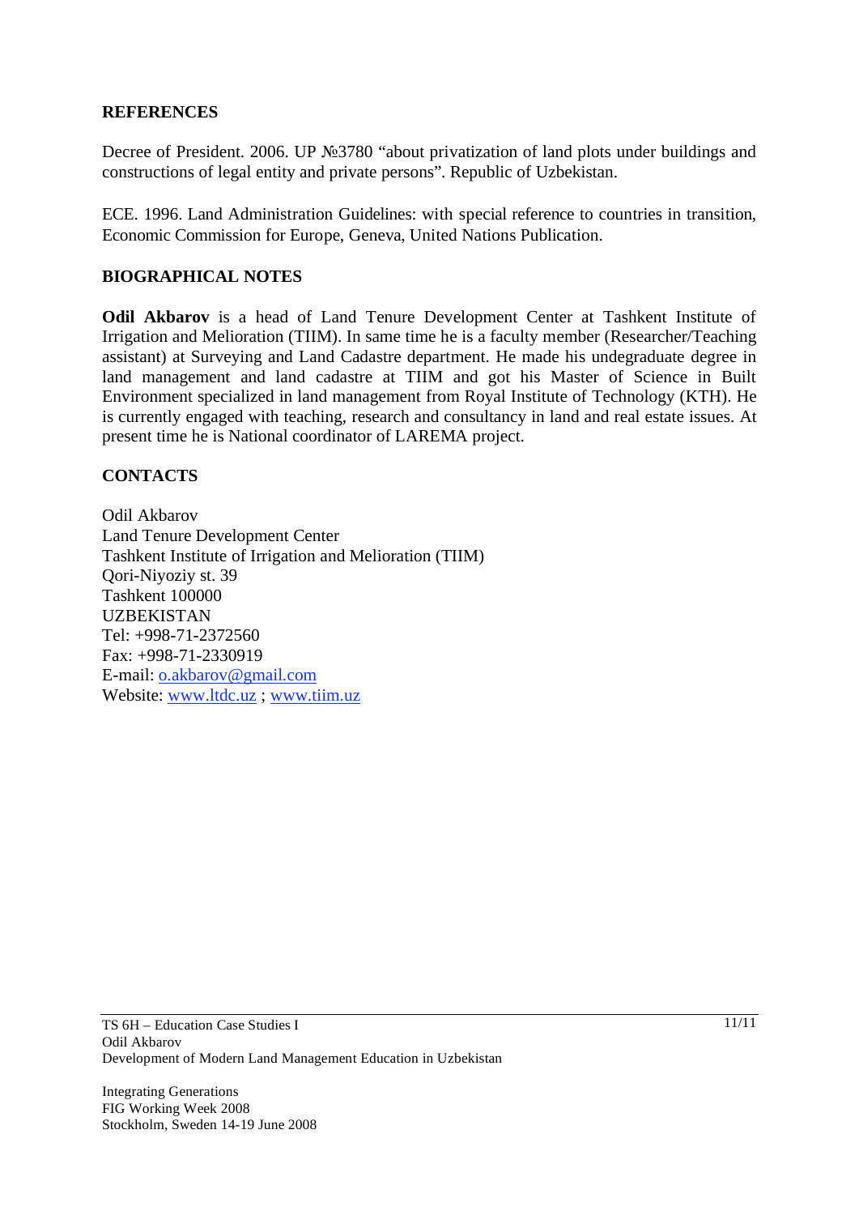## REFERENCES

Decree of President. 2006. UP №3780 "about privatization of land plots under buildings and constructions of legal entity and private persons". Republic of Uzbekistan.

ECE. 1996. Land Administration Guidelines: with special reference to countries in transition, Economic Commission for Europe, Geneva, United Nations Publication.

## BIOGRAPHICAL NOTES

**Odil Akbarov** is a head of Land Tenure Development Center at Tashkent Institute of Irrigation and Melioration (TIIM). In same time he is a faculty member (Researcher/Teaching assistant) at Surveying and Land Cadastre department. He made his undegraduate degree in land management and land cadastre at TIIM and got his Master of Science in Built Environment specialized in land management from Royal Institute of Technology (KTH). He is currently engaged with teaching, research and consultancy in land and real estate issues. At present time he is National coordinator of LAREMA project.

## CONTACTS

Odil Akbarov
Land Tenure Development Center
Tashkent Institute of Irrigation and Melioration (TIIM)
Qori-Niyoziy st. 39
Tashkent 100000
UZBEKISTAN
Tel: +998-71-2372560
Fax: +998-71-2330919
E-mail: o.akbarov@gmail.com
Website: www.ltdc.uz ; www.tiim.uz